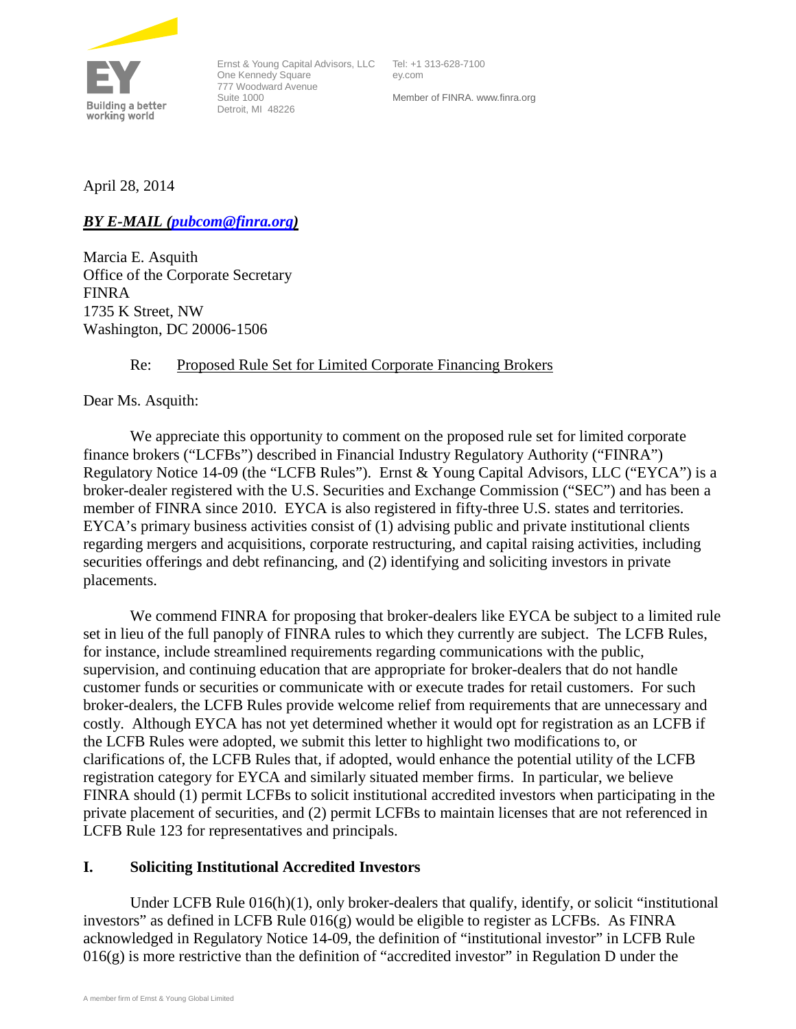Building a better working world

Ernst & Young Capital Advisors, LLC
One Kennedy Square
777 Woodward Avenue
Suite 1000
Detroit, MI 48226

Tel: +1 313-628-7100
ey.com

Member of FINRA. www.finra.org

April 28, 2014

***BY E-MAIL (pubcom@finra.org)***

Marcia E. Asquith
Office of the Corporate Secretary
FINRA
1735 K Street, NW
Washington, DC 20006-1506

Re: Proposed Rule Set for Limited Corporate Financing Brokers

Dear Ms. Asquith:

We appreciate this opportunity to comment on the proposed rule set for limited corporate finance brokers ("LCFBs") described in Financial Industry Regulatory Authority ("FINRA") Regulatory Notice 14-09 (the "LCFB Rules"). Ernst & Young Capital Advisors, LLC ("EYCA") is a broker-dealer registered with the U.S. Securities and Exchange Commission ("SEC") and has been a member of FINRA since 2010. EYCA is also registered in fifty-three U.S. states and territories. EYCA's primary business activities consist of (1) advising public and private institutional clients regarding mergers and acquisitions, corporate restructuring, and capital raising activities, including securities offerings and debt refinancing, and (2) identifying and soliciting investors in private placements.

We commend FINRA for proposing that broker-dealers like EYCA be subject to a limited rule set in lieu of the full panoply of FINRA rules to which they currently are subject. The LCFB Rules, for instance, include streamlined requirements regarding communications with the public, supervision, and continuing education that are appropriate for broker-dealers that do not handle customer funds or securities or communicate with or execute trades for retail customers. For such broker-dealers, the LCFB Rules provide welcome relief from requirements that are unnecessary and costly. Although EYCA has not yet determined whether it would opt for registration as an LCFB if the LCFB Rules were adopted, we submit this letter to highlight two modifications to, or clarifications of, the LCFB Rules that, if adopted, would enhance the potential utility of the LCFB registration category for EYCA and similarly situated member firms. In particular, we believe FINRA should (1) permit LCFBs to solicit institutional accredited investors when participating in the private placement of securities, and (2) permit LCFBs to maintain licenses that are not referenced in LCFB Rule 123 for representatives and principals.

## I. Soliciting Institutional Accredited Investors

Under LCFB Rule 016(h)(1), only broker-dealers that qualify, identify, or solicit "institutional investors" as defined in LCFB Rule 016(g) would be eligible to register as LCFBs. As FINRA acknowledged in Regulatory Notice 14-09, the definition of "institutional investor" in LCFB Rule 016(g) is more restrictive than the definition of "accredited investor" in Regulation D under the

A member firm of Ernst & Young Global Limited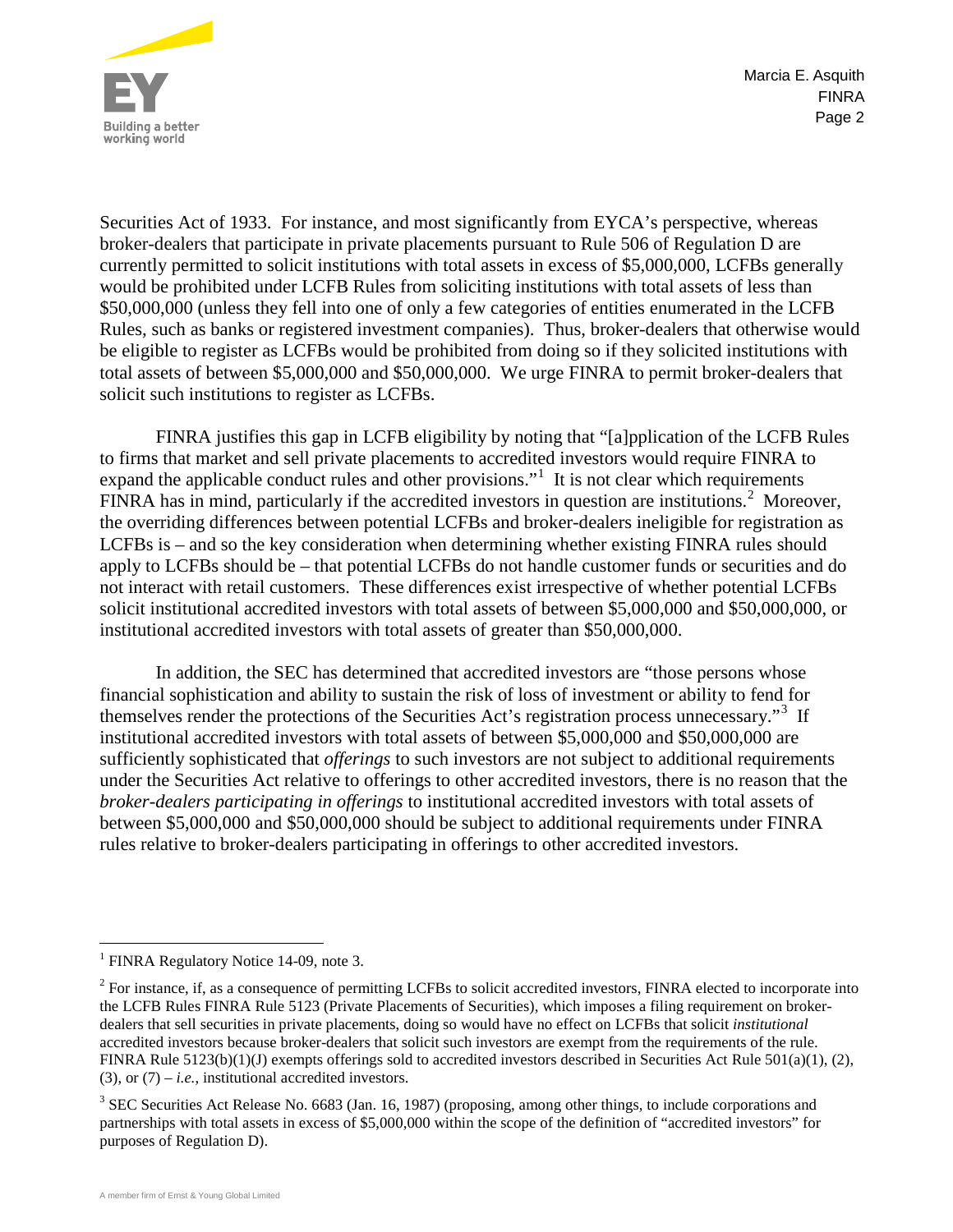Securities Act of 1933. For instance, and most significantly from EYCA's perspective, whereas broker-dealers that participate in private placements pursuant to Rule 506 of Regulation D are currently permitted to solicit institutions with total assets in excess of $5,000,000, LCFBs generally would be prohibited under LCFB Rules from soliciting institutions with total assets of less than $50,000,000 (unless they fell into one of only a few categories of entities enumerated in the LCFB Rules, such as banks or registered investment companies). Thus, broker-dealers that otherwise would be eligible to register as LCFBs would be prohibited from doing so if they solicited institutions with total assets of between $5,000,000 and $50,000,000. We urge FINRA to permit broker-dealers that solicit such institutions to register as LCFBs.

FINRA justifies this gap in LCFB eligibility by noting that "[a]pplication of the LCFB Rules to firms that market and sell private placements to accredited investors would require FINRA to expand the applicable conduct rules and other provisions."[1] It is not clear which requirements FINRA has in mind, particularly if the accredited investors in question are institutions.[2] Moreover, the overriding differences between potential LCFBs and broker-dealers ineligible for registration as LCFBs is – and so the key consideration when determining whether existing FINRA rules should apply to LCFBs should be – that potential LCFBs do not handle customer funds or securities and do not interact with retail customers. These differences exist irrespective of whether potential LCFBs solicit institutional accredited investors with total assets of between $5,000,000 and $50,000,000, or institutional accredited investors with total assets of greater than $50,000,000.

In addition, the SEC has determined that accredited investors are "those persons whose financial sophistication and ability to sustain the risk of loss of investment or ability to fend for themselves render the protections of the Securities Act's registration process unnecessary."[3] If institutional accredited investors with total assets of between $5,000,000 and $50,000,000 are sufficiently sophisticated that *offerings* to such investors are not subject to additional requirements under the Securities Act relative to offerings to other accredited investors, there is no reason that the *broker-dealers participating in offerings* to institutional accredited investors with total assets of between $5,000,000 and $50,000,000 should be subject to additional requirements under FINRA rules relative to broker-dealers participating in offerings to other accredited investors.

---

[1] FINRA Regulatory Notice 14-09, note 3.

[2] For instance, if, as a consequence of permitting LCFBs to solicit accredited investors, FINRA elected to incorporate into the LCFB Rules FINRA Rule 5123 (Private Placements of Securities), which imposes a filing requirement on broker-dealers that sell securities in private placements, doing so would have no effect on LCFBs that solicit *institutional* accredited investors because broker-dealers that solicit such investors are exempt from the requirements of the rule. FINRA Rule 5123(b)(1)(J) exempts offerings sold to accredited investors described in Securities Act Rule 501(a)(1), (2), (3), or (7) – *i.e.*, institutional accredited investors.

[3] SEC Securities Act Release No. 6683 (Jan. 16, 1987) (proposing, among other things, to include corporations and partnerships with total assets in excess of $5,000,000 within the scope of the definition of "accredited investors" for purposes of Regulation D).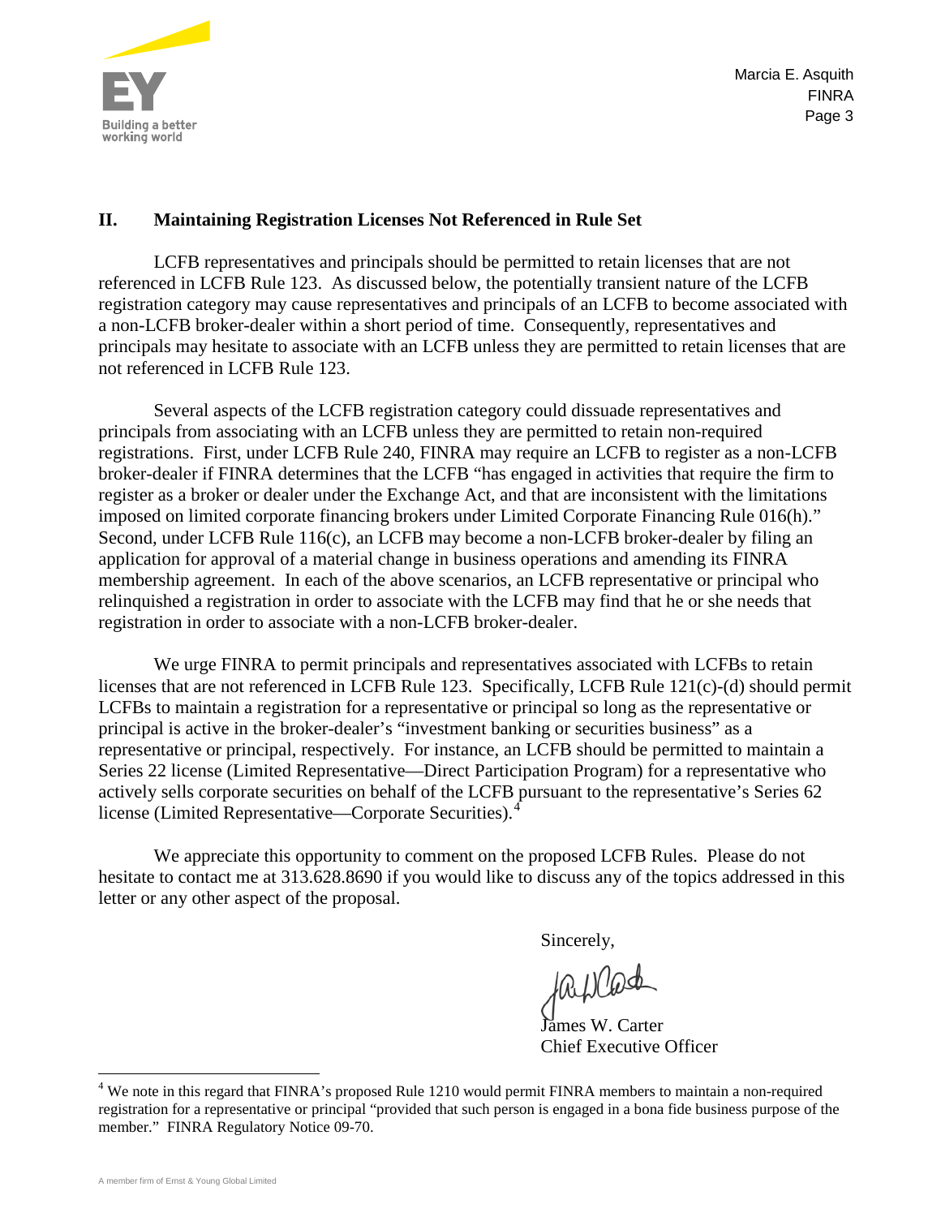## II. Maintaining Registration Licenses Not Referenced in Rule Set

LCFB representatives and principals should be permitted to retain licenses that are not referenced in LCFB Rule 123. As discussed below, the potentially transient nature of the LCFB registration category may cause representatives and principals of an LCFB to become associated with a non-LCFB broker-dealer within a short period of time. Consequently, representatives and principals may hesitate to associate with an LCFB unless they are permitted to retain licenses that are not referenced in LCFB Rule 123.

Several aspects of the LCFB registration category could dissuade representatives and principals from associating with an LCFB unless they are permitted to retain non-required registrations. First, under LCFB Rule 240, FINRA may require an LCFB to register as a non-LCFB broker-dealer if FINRA determines that the LCFB "has engaged in activities that require the firm to register as a broker or dealer under the Exchange Act, and that are inconsistent with the limitations imposed on limited corporate financing brokers under Limited Corporate Financing Rule 016(h)." Second, under LCFB Rule 116(c), an LCFB may become a non-LCFB broker-dealer by filing an application for approval of a material change in business operations and amending its FINRA membership agreement. In each of the above scenarios, an LCFB representative or principal who relinquished a registration in order to associate with the LCFB may find that he or she needs that registration in order to associate with a non-LCFB broker-dealer.

We urge FINRA to permit principals and representatives associated with LCFBs to retain licenses that are not referenced in LCFB Rule 123. Specifically, LCFB Rule 121(c)-(d) should permit LCFBs to maintain a registration for a representative or principal so long as the representative or principal is active in the broker-dealer's "investment banking or securities business" as a representative or principal, respectively. For instance, an LCFB should be permitted to maintain a Series 22 license (Limited Representative—Direct Participation Program) for a representative who actively sells corporate securities on behalf of the LCFB pursuant to the representative's Series 62 license (Limited Representative—Corporate Securities).[4]

We appreciate this opportunity to comment on the proposed LCFB Rules. Please do not hesitate to contact me at 313.628.8690 if you would like to discuss any of the topics addressed in this letter or any other aspect of the proposal.

Sincerely,

James W. Carter
Chief Executive Officer

[4] We note in this regard that FINRA's proposed Rule 1210 would permit FINRA members to maintain a non-required registration for a representative or principal "provided that such person is engaged in a bona fide business purpose of the member." FINRA Regulatory Notice 09-70.

A member firm of Ernst & Young Global Limited